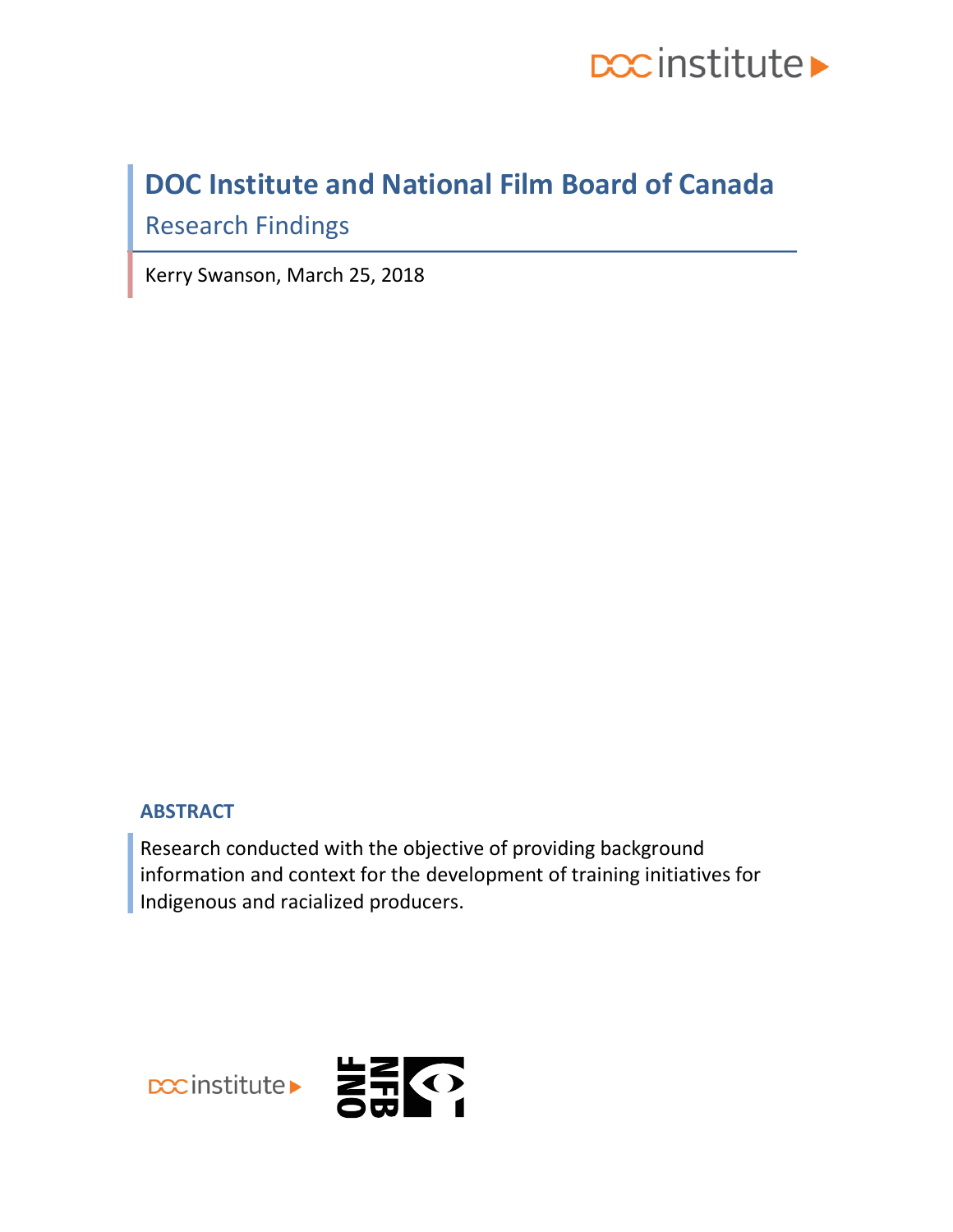# DOC Institute and National Film Board of Canada

## Research Findings

Kerry Swanson, March 25, 2018

### ABSTRACT

Research conducted with the objective of providing background information and context for the development of training initiatives for Indigenous and racialized producers.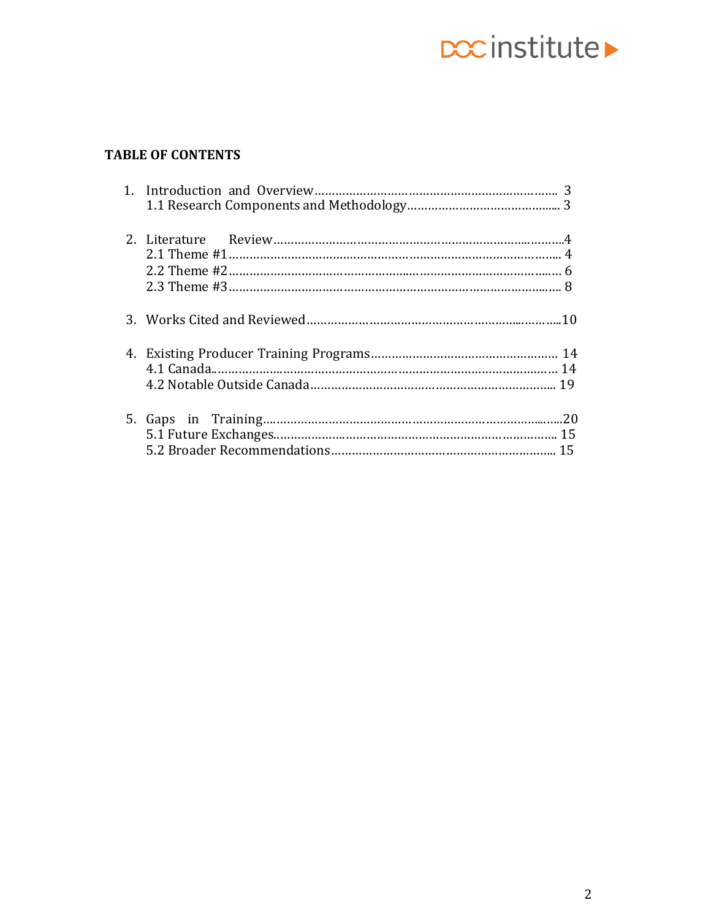## TABLE OF CONTENTS

1. Introduction and Overview………………………………………………………….. 3
   1.1 Research Components and Methodology……………………………………... 3

2. Literature Review………………………………………………………………………..4
   2.1 Theme #1…………………………………………………………………………….. 4
   2.2 Theme #2…………………………………………………………………………….. 6
   2.3 Theme #3…………………………………………………………………………….. 8

3. Works Cited and Reviewed………………………………………………………...10

4. Existing Producer Training Programs………………………………………………. 14
   4.1 Canada………………………………………………………………………………… 14
   4.2 Notable Outside Canada…………………………………………………………... 19

5. Gaps in Training…………………………………………………………………………..20
   5.1 Future Exchanges…………………………………………………………………... 15
   5.2 Broader Recommendations……………………………………………………... 15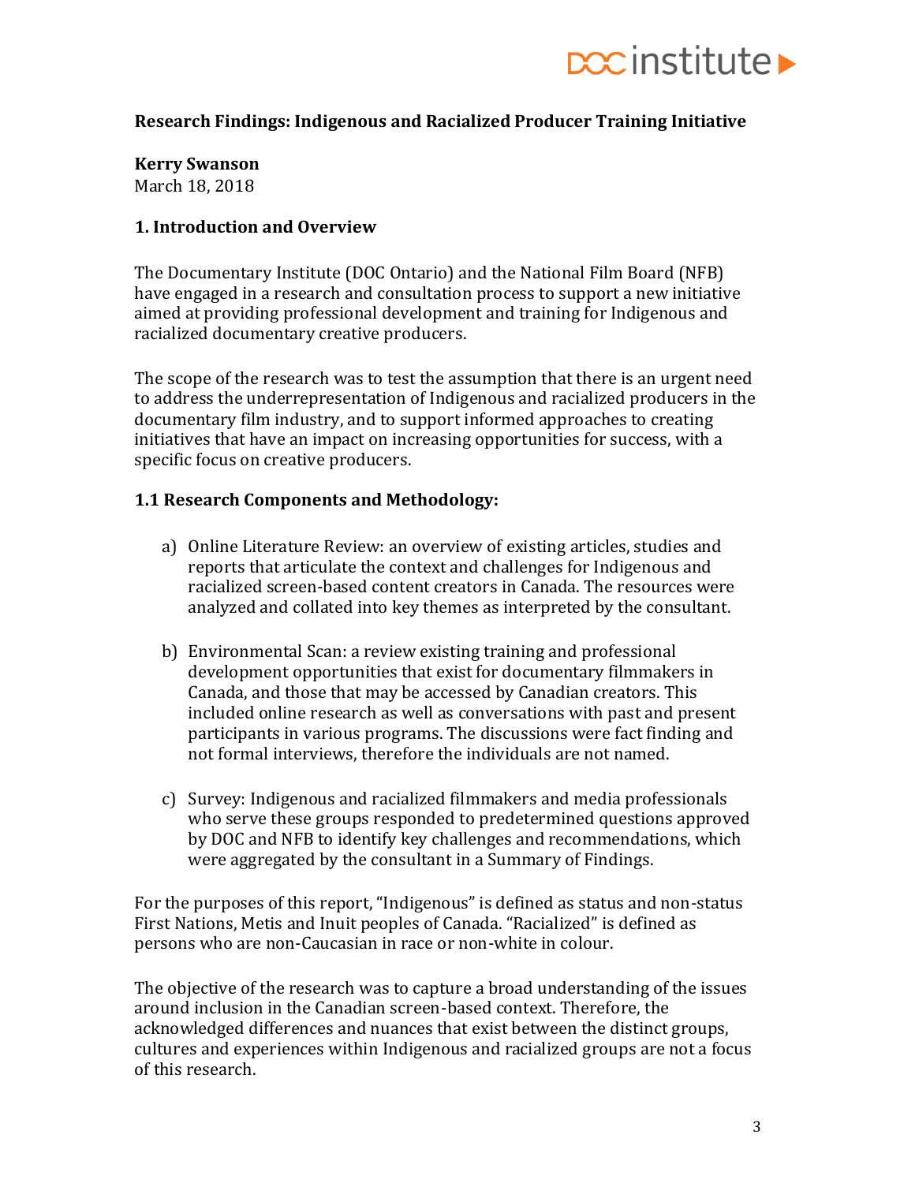**Research Findings: Indigenous and Racialized Producer Training Initiative**

**Kerry Swanson**
March 18, 2018

## 1. Introduction and Overview

The Documentary Institute (DOC Ontario) and the National Film Board (NFB) have engaged in a research and consultation process to support a new initiative aimed at providing professional development and training for Indigenous and racialized documentary creative producers.

The scope of the research was to test the assumption that there is an urgent need to address the underrepresentation of Indigenous and racialized producers in the documentary film industry, and to support informed approaches to creating initiatives that have an impact on increasing opportunities for success, with a specific focus on creative producers.

### 1.1 Research Components and Methodology:

a) Online Literature Review: an overview of existing articles, studies and reports that articulate the context and challenges for Indigenous and racialized screen-based content creators in Canada. The resources were analyzed and collated into key themes as interpreted by the consultant.

b) Environmental Scan: a review existing training and professional development opportunities that exist for documentary filmmakers in Canada, and those that may be accessed by Canadian creators. This included online research as well as conversations with past and present participants in various programs. The discussions were fact finding and not formal interviews, therefore the individuals are not named.

c) Survey: Indigenous and racialized filmmakers and media professionals who serve these groups responded to predetermined questions approved by DOC and NFB to identify key challenges and recommendations, which were aggregated by the consultant in a Summary of Findings.

For the purposes of this report, "Indigenous" is defined as status and non-status First Nations, Metis and Inuit peoples of Canada. "Racialized" is defined as persons who are non-Caucasian in race or non-white in colour.

The objective of the research was to capture a broad understanding of the issues around inclusion in the Canadian screen-based context. Therefore, the acknowledged differences and nuances that exist between the distinct groups, cultures and experiences within Indigenous and racialized groups are not a focus of this research.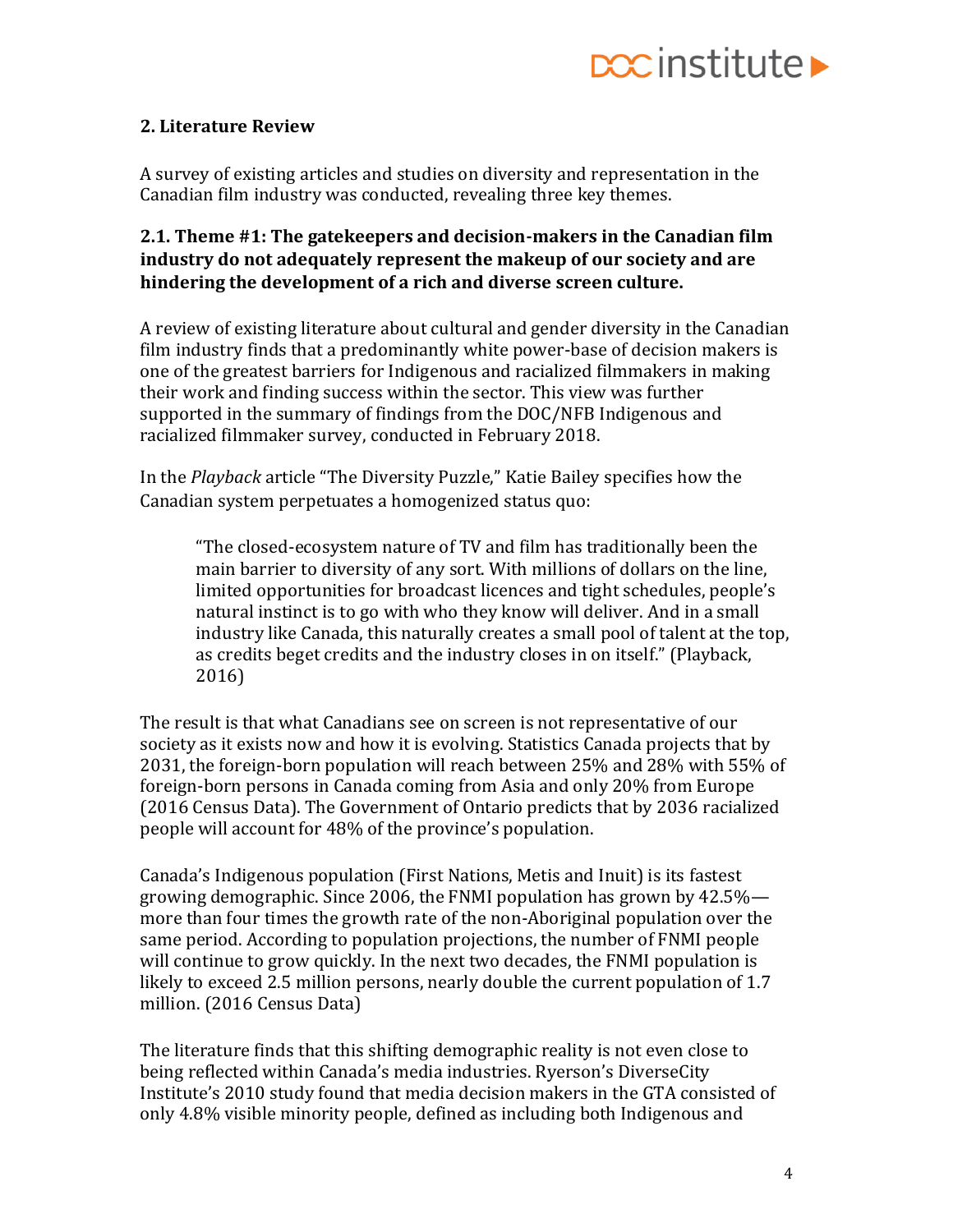## 2. Literature Review

A survey of existing articles and studies on diversity and representation in the Canadian film industry was conducted, revealing three key themes.

### 2.1. Theme #1: The gatekeepers and decision-makers in the Canadian film industry do not adequately represent the makeup of our society and are hindering the development of a rich and diverse screen culture.

A review of existing literature about cultural and gender diversity in the Canadian film industry finds that a predominantly white power-base of decision makers is one of the greatest barriers for Indigenous and racialized filmmakers in making their work and finding success within the sector. This view was further supported in the summary of findings from the DOC/NFB Indigenous and racialized filmmaker survey, conducted in February 2018.

In the *Playback* article "The Diversity Puzzle," Katie Bailey specifies how the Canadian system perpetuates a homogenized status quo:

> "The closed-ecosystem nature of TV and film has traditionally been the main barrier to diversity of any sort. With millions of dollars on the line, limited opportunities for broadcast licences and tight schedules, people's natural instinct is to go with who they know will deliver. And in a small industry like Canada, this naturally creates a small pool of talent at the top, as credits beget credits and the industry closes in on itself." (Playback, 2016)

The result is that what Canadians see on screen is not representative of our society as it exists now and how it is evolving. Statistics Canada projects that by 2031, the foreign-born population will reach between 25% and 28% with 55% of foreign-born persons in Canada coming from Asia and only 20% from Europe (2016 Census Data). The Government of Ontario predicts that by 2036 racialized people will account for 48% of the province's population.

Canada's Indigenous population (First Nations, Metis and Inuit) is its fastest growing demographic. Since 2006, the FNMI population has grown by 42.5%—more than four times the growth rate of the non-Aboriginal population over the same period. According to population projections, the number of FNMI people will continue to grow quickly. In the next two decades, the FNMI population is likely to exceed 2.5 million persons, nearly double the current population of 1.7 million. (2016 Census Data)

The literature finds that this shifting demographic reality is not even close to being reflected within Canada's media industries. Ryerson's DiverseCity Institute's 2010 study found that media decision makers in the GTA consisted of only 4.8% visible minority people, defined as including both Indigenous and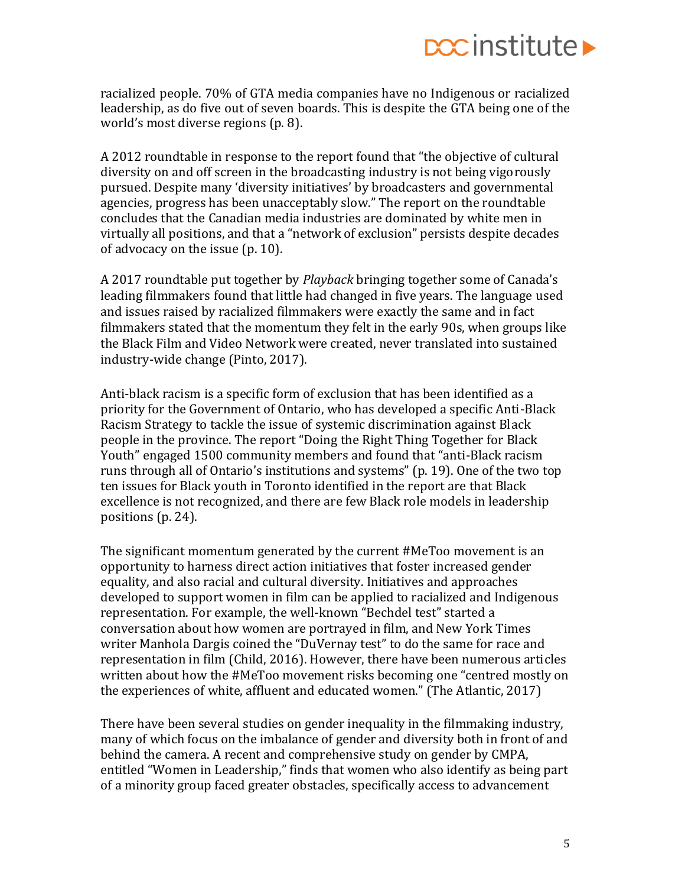racialized people. 70% of GTA media companies have no Indigenous or racialized leadership, as do five out of seven boards. This is despite the GTA being one of the world's most diverse regions (p. 8).

A 2012 roundtable in response to the report found that "the objective of cultural diversity on and off screen in the broadcasting industry is not being vigorously pursued. Despite many 'diversity initiatives' by broadcasters and governmental agencies, progress has been unacceptably slow." The report on the roundtable concludes that the Canadian media industries are dominated by white men in virtually all positions, and that a "network of exclusion" persists despite decades of advocacy on the issue (p. 10).

A 2017 roundtable put together by *Playback* bringing together some of Canada's leading filmmakers found that little had changed in five years. The language used and issues raised by racialized filmmakers were exactly the same and in fact filmmakers stated that the momentum they felt in the early 90s, when groups like the Black Film and Video Network were created, never translated into sustained industry-wide change (Pinto, 2017).

Anti-black racism is a specific form of exclusion that has been identified as a priority for the Government of Ontario, who has developed a specific Anti-Black Racism Strategy to tackle the issue of systemic discrimination against Black people in the province. The report "Doing the Right Thing Together for Black Youth" engaged 1500 community members and found that "anti-Black racism runs through all of Ontario's institutions and systems" (p. 19). One of the two top ten issues for Black youth in Toronto identified in the report are that Black excellence is not recognized, and there are few Black role models in leadership positions (p. 24).

The significant momentum generated by the current #MeToo movement is an opportunity to harness direct action initiatives that foster increased gender equality, and also racial and cultural diversity. Initiatives and approaches developed to support women in film can be applied to racialized and Indigenous representation. For example, the well-known "Bechdel test" started a conversation about how women are portrayed in film, and New York Times writer Manhola Dargis coined the "DuVernay test" to do the same for race and representation in film (Child, 2016). However, there have been numerous articles written about how the #MeToo movement risks becoming one "centred mostly on the experiences of white, affluent and educated women." (The Atlantic, 2017)

There have been several studies on gender inequality in the filmmaking industry, many of which focus on the imbalance of gender and diversity both in front of and behind the camera. A recent and comprehensive study on gender by CMPA, entitled "Women in Leadership," finds that women who also identify as being part of a minority group faced greater obstacles, specifically access to advancement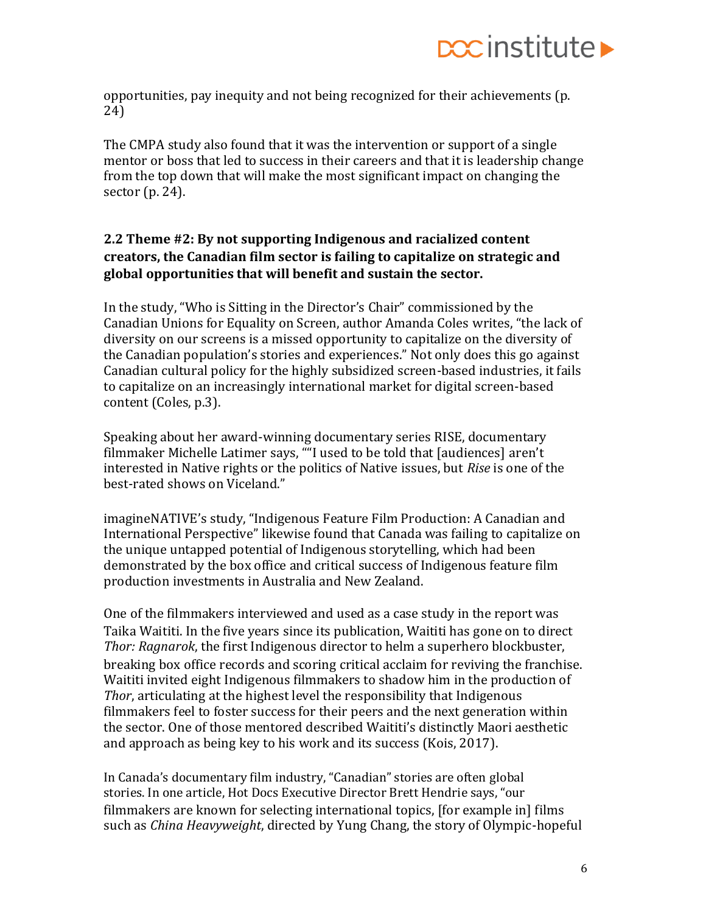opportunities, pay inequity and not being recognized for their achievements (p. 24)

The CMPA study also found that it was the intervention or support of a single mentor or boss that led to success in their careers and that it is leadership change from the top down that will make the most significant impact on changing the sector (p. 24).

### 2.2 Theme #2: By not supporting Indigenous and racialized content creators, the Canadian film sector is failing to capitalize on strategic and global opportunities that will benefit and sustain the sector.

In the study, "Who is Sitting in the Director's Chair" commissioned by the Canadian Unions for Equality on Screen, author Amanda Coles writes, "the lack of diversity on our screens is a missed opportunity to capitalize on the diversity of the Canadian population's stories and experiences." Not only does this go against Canadian cultural policy for the highly subsidized screen-based industries, it fails to capitalize on an increasingly international market for digital screen-based content (Coles, p.3).

Speaking about her award-winning documentary series RISE, documentary filmmaker Michelle Latimer says, ""I used to be told that [audiences] aren't interested in Native rights or the politics of Native issues, but *Rise* is one of the best-rated shows on Viceland."

imagineNATIVE's study, "Indigenous Feature Film Production: A Canadian and International Perspective" likewise found that Canada was failing to capitalize on the unique untapped potential of Indigenous storytelling, which had been demonstrated by the box office and critical success of Indigenous feature film production investments in Australia and New Zealand.

One of the filmmakers interviewed and used as a case study in the report was Taika Waititi. In the five years since its publication, Waititi has gone on to direct *Thor: Ragnarok*, the first Indigenous director to helm a superhero blockbuster, breaking box office records and scoring critical acclaim for reviving the franchise. Waititi invited eight Indigenous filmmakers to shadow him in the production of *Thor*, articulating at the highest level the responsibility that Indigenous filmmakers feel to foster success for their peers and the next generation within the sector. One of those mentored described Waititi's distinctly Maori aesthetic and approach as being key to his work and its success (Kois, 2017).

In Canada's documentary film industry, "Canadian" stories are often global stories. In one article, Hot Docs Executive Director Brett Hendrie says, "our filmmakers are known for selecting international topics, [for example in] films such as *China Heavyweight*, directed by Yung Chang, the story of Olympic-hopeful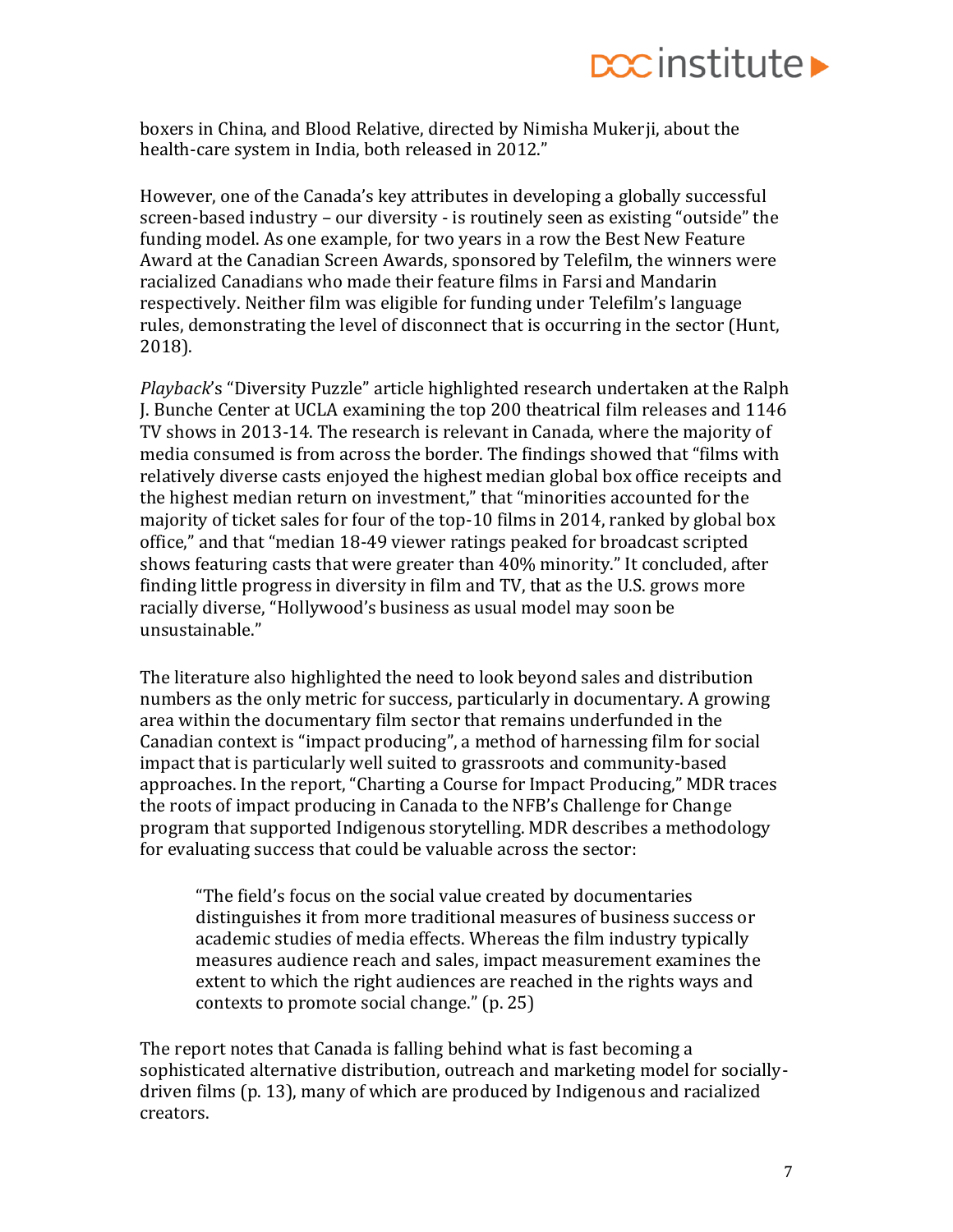boxers in China, and Blood Relative, directed by Nimisha Mukerji, about the health-care system in India, both released in 2012."

However, one of the Canada's key attributes in developing a globally successful screen-based industry – our diversity - is routinely seen as existing "outside" the funding model. As one example, for two years in a row the Best New Feature Award at the Canadian Screen Awards, sponsored by Telefilm, the winners were racialized Canadians who made their feature films in Farsi and Mandarin respectively. Neither film was eligible for funding under Telefilm's language rules, demonstrating the level of disconnect that is occurring in the sector (Hunt, 2018).

*Playback*'s "Diversity Puzzle" article highlighted research undertaken at the Ralph J. Bunche Center at UCLA examining the top 200 theatrical film releases and 1146 TV shows in 2013-14. The research is relevant in Canada, where the majority of media consumed is from across the border. The findings showed that "films with relatively diverse casts enjoyed the highest median global box office receipts and the highest median return on investment," that "minorities accounted for the majority of ticket sales for four of the top-10 films in 2014, ranked by global box office," and that "median 18-49 viewer ratings peaked for broadcast scripted shows featuring casts that were greater than 40% minority." It concluded, after finding little progress in diversity in film and TV, that as the U.S. grows more racially diverse, "Hollywood's business as usual model may soon be unsustainable."

The literature also highlighted the need to look beyond sales and distribution numbers as the only metric for success, particularly in documentary. A growing area within the documentary film sector that remains underfunded in the Canadian context is "impact producing", a method of harnessing film for social impact that is particularly well suited to grassroots and community-based approaches. In the report, "Charting a Course for Impact Producing," MDR traces the roots of impact producing in Canada to the NFB's Challenge for Change program that supported Indigenous storytelling. MDR describes a methodology for evaluating success that could be valuable across the sector:

> "The field's focus on the social value created by documentaries distinguishes it from more traditional measures of business success or academic studies of media effects. Whereas the film industry typically measures audience reach and sales, impact measurement examines the extent to which the right audiences are reached in the rights ways and contexts to promote social change." (p. 25)

The report notes that Canada is falling behind what is fast becoming a sophisticated alternative distribution, outreach and marketing model for socially-driven films (p. 13), many of which are produced by Indigenous and racialized creators.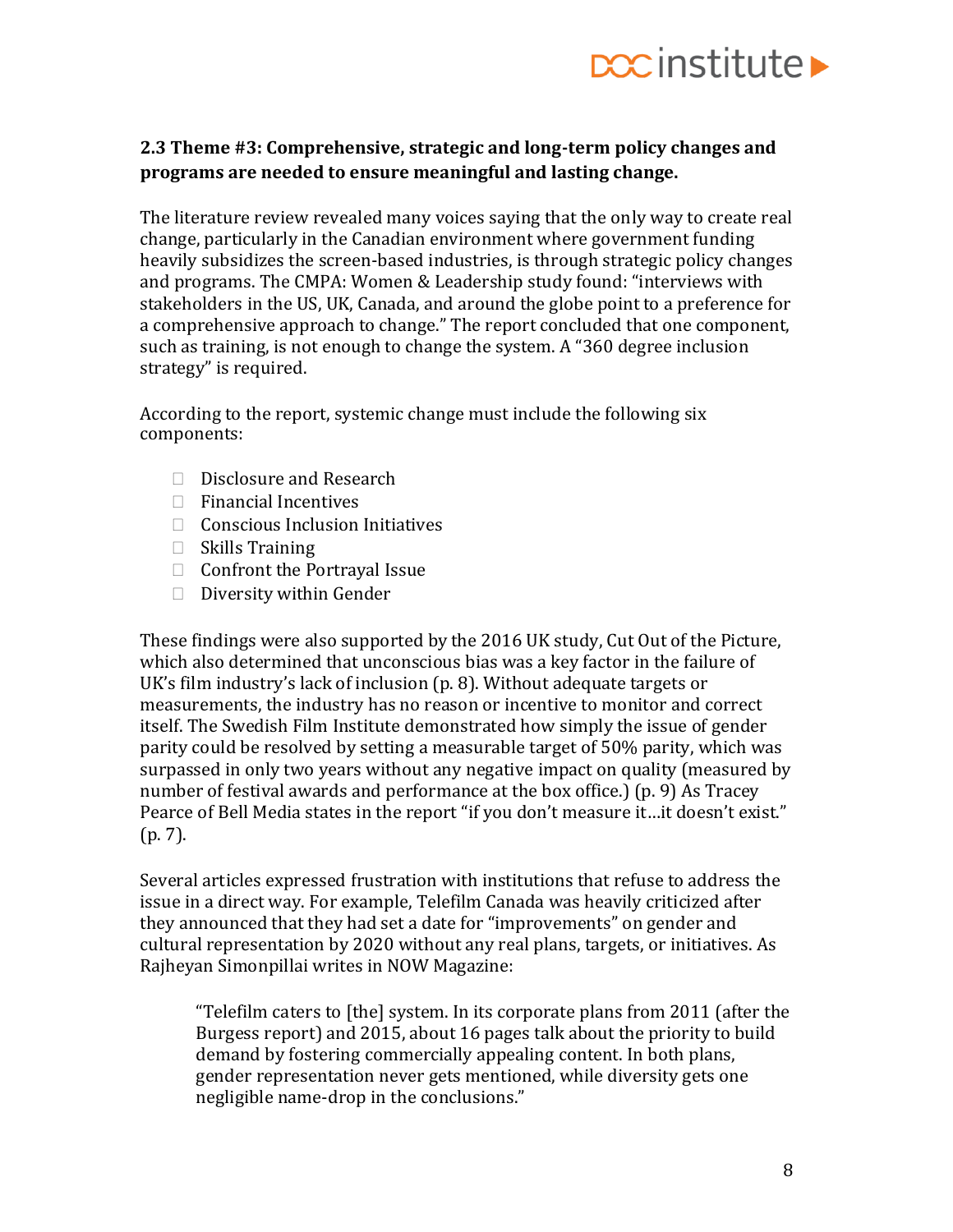### 2.3 Theme #3: Comprehensive, strategic and long-term policy changes and programs are needed to ensure meaningful and lasting change.

The literature review revealed many voices saying that the only way to create real change, particularly in the Canadian environment where government funding heavily subsidizes the screen-based industries, is through strategic policy changes and programs. The CMPA: Women & Leadership study found: "interviews with stakeholders in the US, UK, Canada, and around the globe point to a preference for a comprehensive approach to change." The report concluded that one component, such as training, is not enough to change the system. A "360 degree inclusion strategy" is required.

According to the report, systemic change must include the following six components:

- Disclosure and Research
- Financial Incentives
- Conscious Inclusion Initiatives
- Skills Training
- Confront the Portrayal Issue
- Diversity within Gender

These findings were also supported by the 2016 UK study, Cut Out of the Picture, which also determined that unconscious bias was a key factor in the failure of UK's film industry's lack of inclusion (p. 8). Without adequate targets or measurements, the industry has no reason or incentive to monitor and correct itself. The Swedish Film Institute demonstrated how simply the issue of gender parity could be resolved by setting a measurable target of 50% parity, which was surpassed in only two years without any negative impact on quality (measured by number of festival awards and performance at the box office.) (p. 9) As Tracey Pearce of Bell Media states in the report "if you don't measure it…it doesn't exist." (p. 7).

Several articles expressed frustration with institutions that refuse to address the issue in a direct way. For example, Telefilm Canada was heavily criticized after they announced that they had set a date for "improvements" on gender and cultural representation by 2020 without any real plans, targets, or initiatives. As Rajheyan Simonpillai writes in NOW Magazine:

> "Telefilm caters to [the] system. In its corporate plans from 2011 (after the Burgess report) and 2015, about 16 pages talk about the priority to build demand by fostering commercially appealing content. In both plans, gender representation never gets mentioned, while diversity gets one negligible name-drop in the conclusions."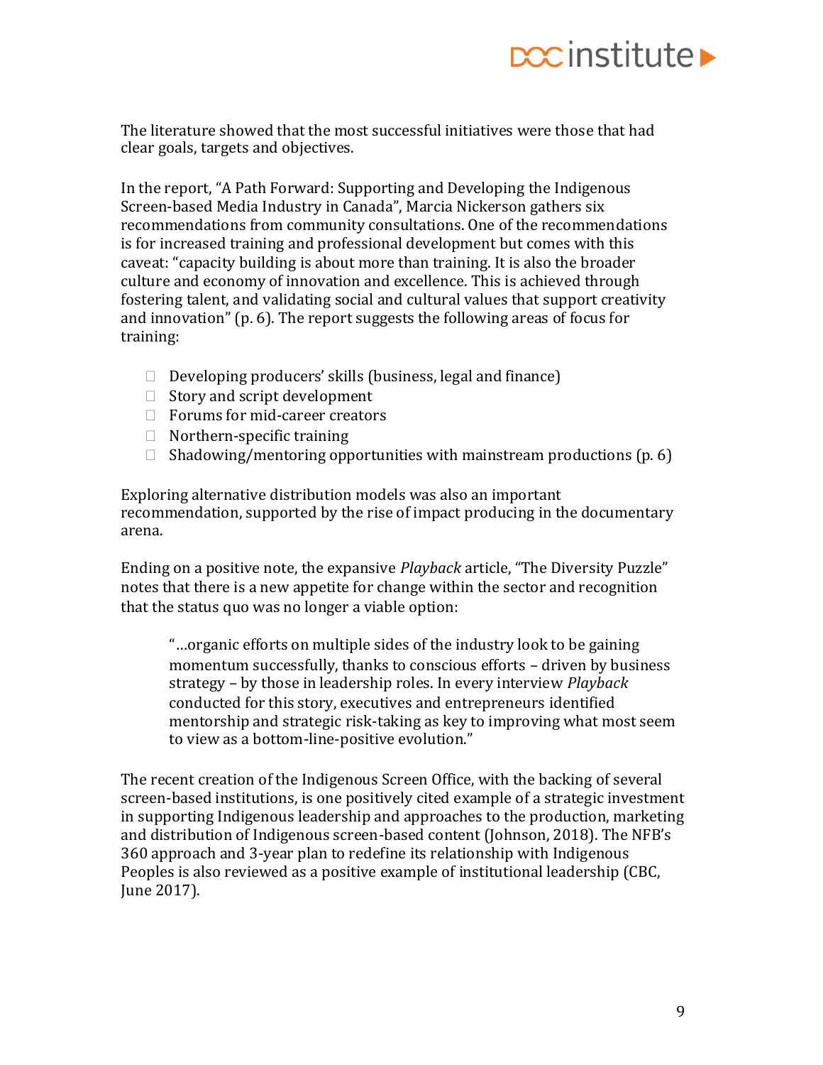The literature showed that the most successful initiatives were those that had clear goals, targets and objectives.

In the report, "A Path Forward: Supporting and Developing the Indigenous Screen-based Media Industry in Canada", Marcia Nickerson gathers six recommendations from community consultations. One of the recommendations is for increased training and professional development but comes with this caveat: "capacity building is about more than training. It is also the broader culture and economy of innovation and excellence. This is achieved through fostering talent, and validating social and cultural values that support creativity and innovation" (p. 6). The report suggests the following areas of focus for training:

- Developing producers' skills (business, legal and finance)
- Story and script development
- Forums for mid-career creators
- Northern-specific training
- Shadowing/mentoring opportunities with mainstream productions (p. 6)

Exploring alternative distribution models was also an important recommendation, supported by the rise of impact producing in the documentary arena.

Ending on a positive note, the expansive *Playback* article, "The Diversity Puzzle" notes that there is a new appetite for change within the sector and recognition that the status quo was no longer a viable option:

> "…organic efforts on multiple sides of the industry look to be gaining momentum successfully, thanks to conscious efforts – driven by business strategy – by those in leadership roles. In every interview *Playback* conducted for this story, executives and entrepreneurs identified mentorship and strategic risk-taking as key to improving what most seem to view as a bottom-line-positive evolution."

The recent creation of the Indigenous Screen Office, with the backing of several screen-based institutions, is one positively cited example of a strategic investment in supporting Indigenous leadership and approaches to the production, marketing and distribution of Indigenous screen-based content (Johnson, 2018). The NFB's 360 approach and 3-year plan to redefine its relationship with Indigenous Peoples is also reviewed as a positive example of institutional leadership (CBC, June 2017).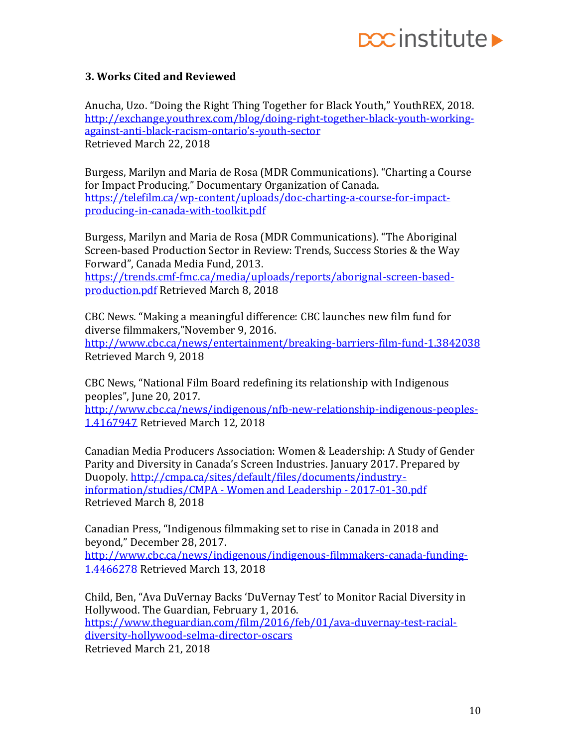### 3. Works Cited and Reviewed

Anucha, Uzo. "Doing the Right Thing Together for Black Youth," YouthREX, 2018. http://exchange.youthrex.com/blog/doing-right-together-black-youth-working-against-anti-black-racism-ontario's-youth-sector
Retrieved March 22, 2018

Burgess, Marilyn and Maria de Rosa (MDR Communications). "Charting a Course for Impact Producing." Documentary Organization of Canada. https://telefilm.ca/wp-content/uploads/doc-charting-a-course-for-impact-producing-in-canada-with-toolkit.pdf

Burgess, Marilyn and Maria de Rosa (MDR Communications). "The Aboriginal Screen-based Production Sector in Review: Trends, Success Stories & the Way Forward", Canada Media Fund, 2013. https://trends.cmf-fmc.ca/media/uploads/reports/aborignal-screen-based-production.pdf Retrieved March 8, 2018

CBC News. "Making a meaningful difference: CBC launches new film fund for diverse filmmakers,"November 9, 2016. http://www.cbc.ca/news/entertainment/breaking-barriers-film-fund-1.3842038
Retrieved March 9, 2018

CBC News, "National Film Board redefining its relationship with Indigenous peoples", June 20, 2017. http://www.cbc.ca/news/indigenous/nfb-new-relationship-indigenous-peoples-1.4167947 Retrieved March 12, 2018

Canadian Media Producers Association: Women & Leadership: A Study of Gender Parity and Diversity in Canada's Screen Industries. January 2017. Prepared by Duopoly. http://cmpa.ca/sites/default/files/documents/industry-information/studies/CMPA - Women and Leadership - 2017-01-30.pdf
Retrieved March 8, 2018

Canadian Press, "Indigenous filmmaking set to rise in Canada in 2018 and beyond," December 28, 2017. http://www.cbc.ca/news/indigenous/indigenous-filmmakers-canada-funding-1.4466278 Retrieved March 13, 2018

Child, Ben, "Ava DuVernay Backs 'DuVernay Test' to Monitor Racial Diversity in Hollywood. The Guardian, February 1, 2016. https://www.theguardian.com/film/2016/feb/01/ava-duvernay-test-racial-diversity-hollywood-selma-director-oscars
Retrieved March 21, 2018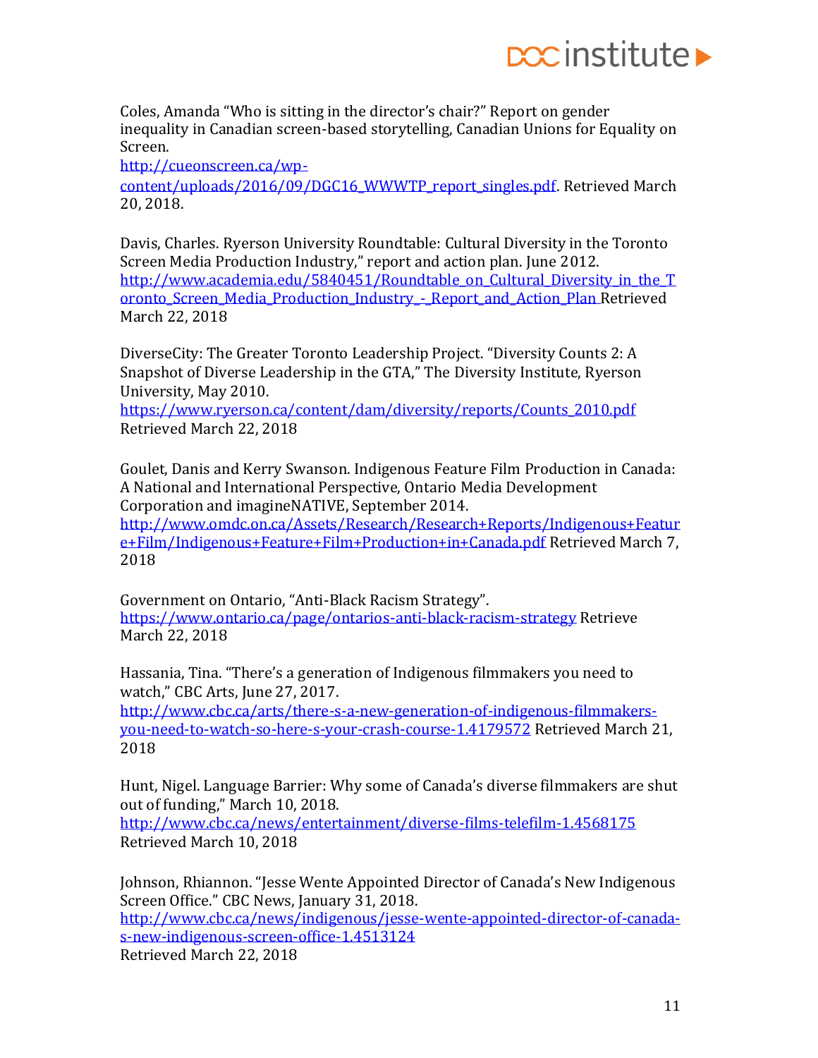Coles, Amanda "Who is sitting in the director's chair?" Report on gender inequality in Canadian screen-based storytelling, Canadian Unions for Equality on Screen.
http://cueonscreen.ca/wp-content/uploads/2016/09/DGC16_WWWTP_report_singles.pdf. Retrieved March 20, 2018.

Davis, Charles. Ryerson University Roundtable: Cultural Diversity in the Toronto Screen Media Production Industry," report and action plan. June 2012.
http://www.academia.edu/5840451/Roundtable_on_Cultural_Diversity_in_the_Toronto_Screen_Media_Production_Industry_-_Report_and_Action_Plan Retrieved March 22, 2018

DiverseCity: The Greater Toronto Leadership Project. "Diversity Counts 2: A Snapshot of Diverse Leadership in the GTA," The Diversity Institute, Ryerson University, May 2010.
https://www.ryerson.ca/content/dam/diversity/reports/Counts_2010.pdf Retrieved March 22, 2018

Goulet, Danis and Kerry Swanson. Indigenous Feature Film Production in Canada: A National and International Perspective, Ontario Media Development Corporation and imagineNATIVE, September 2014.
http://www.omdc.on.ca/Assets/Research/Research+Reports/Indigenous+Feature+Film/Indigenous+Feature+Film+Production+in+Canada.pdf Retrieved March 7, 2018

Government on Ontario, "Anti-Black Racism Strategy".
https://www.ontario.ca/page/ontarios-anti-black-racism-strategy Retrieve March 22, 2018

Hassania, Tina. "There's a generation of Indigenous filmmakers you need to watch," CBC Arts, June 27, 2017.
http://www.cbc.ca/arts/there-s-a-new-generation-of-indigenous-filmmakers-you-need-to-watch-so-here-s-your-crash-course-1.4179572 Retrieved March 21, 2018

Hunt, Nigel. Language Barrier: Why some of Canada's diverse filmmakers are shut out of funding," March 10, 2018.
http://www.cbc.ca/news/entertainment/diverse-films-telefilm-1.4568175 Retrieved March 10, 2018

Johnson, Rhiannon. "Jesse Wente Appointed Director of Canada's New Indigenous Screen Office." CBC News, January 31, 2018.
http://www.cbc.ca/news/indigenous/jesse-wente-appointed-director-of-canada-s-new-indigenous-screen-office-1.4513124
Retrieved March 22, 2018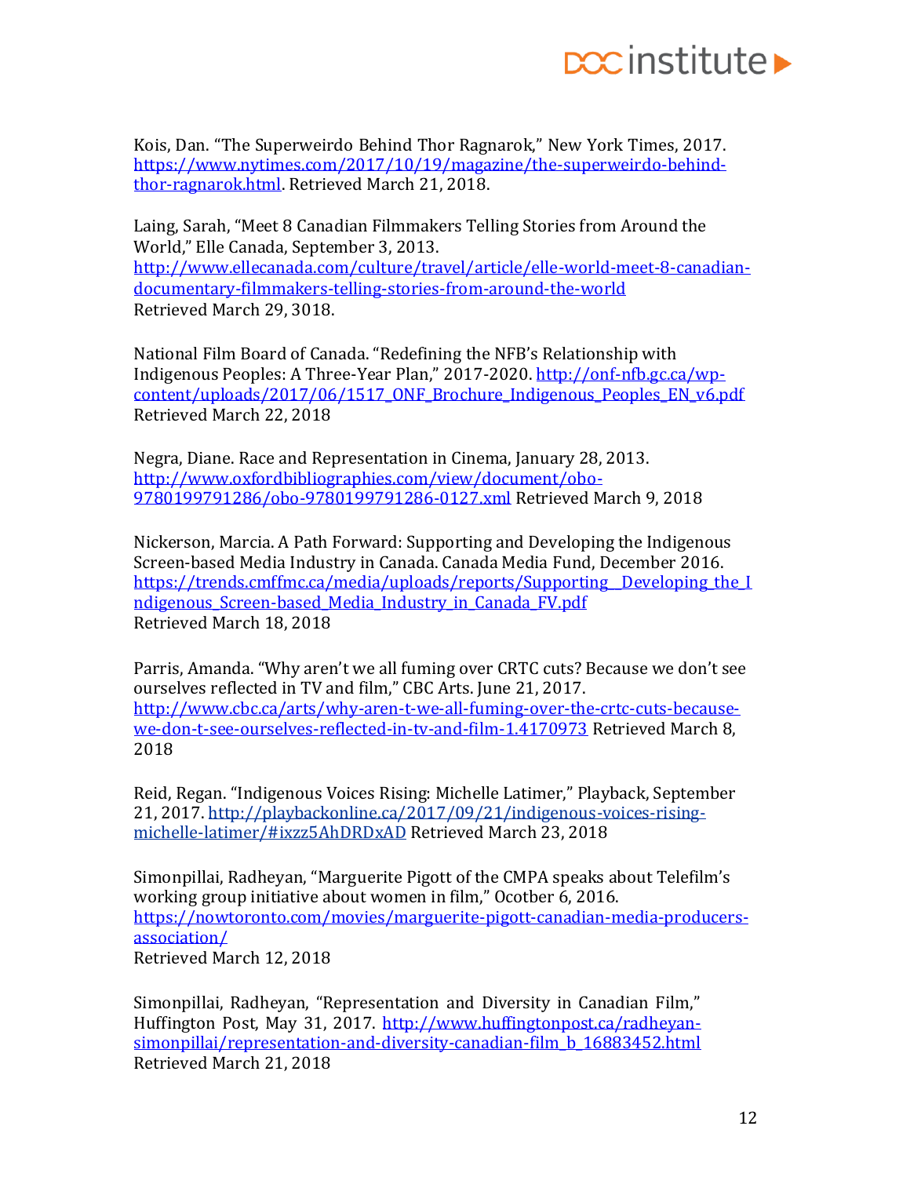Kois, Dan. "The Superweirdo Behind Thor Ragnarok," New York Times, 2017. https://www.nytimes.com/2017/10/19/magazine/the-superweirdo-behind-thor-ragnarok.html. Retrieved March 21, 2018.

Laing, Sarah, "Meet 8 Canadian Filmmakers Telling Stories from Around the World," Elle Canada, September 3, 2013. http://www.ellecanada.com/culture/travel/article/elle-world-meet-8-canadian-documentary-filmmakers-telling-stories-from-around-the-world Retrieved March 29, 3018.

National Film Board of Canada. "Redefining the NFB's Relationship with Indigenous Peoples: A Three-Year Plan," 2017-2020. http://onf-nfb.gc.ca/wp-content/uploads/2017/06/1517_ONF_Brochure_Indigenous_Peoples_EN_v6.pdf Retrieved March 22, 2018

Negra, Diane. Race and Representation in Cinema, January 28, 2013. http://www.oxfordbibliographies.com/view/document/obo-9780199791286/obo-9780199791286-0127.xml Retrieved March 9, 2018

Nickerson, Marcia. A Path Forward: Supporting and Developing the Indigenous Screen-based Media Industry in Canada. Canada Media Fund, December 2016. https://trends.cmffmc.ca/media/uploads/reports/Supporting__Developing_the_Indigenous_Screen-based_Media_Industry_in_Canada_FV.pdf Retrieved March 18, 2018

Parris, Amanda. "Why aren't we all fuming over CRTC cuts? Because we don't see ourselves reflected in TV and film," CBC Arts. June 21, 2017. http://www.cbc.ca/arts/why-aren-t-we-all-fuming-over-the-crtc-cuts-because-we-don-t-see-ourselves-reflected-in-tv-and-film-1.4170973 Retrieved March 8, 2018

Reid, Regan. "Indigenous Voices Rising: Michelle Latimer," Playback, September 21, 2017. http://playbackonline.ca/2017/09/21/indigenous-voices-rising-michelle-latimer/#ixzz5AhDRDxAD Retrieved March 23, 2018

Simonpillai, Radheyan, "Marguerite Pigott of the CMPA speaks about Telefilm's working group initiative about women in film," Ocotber 6, 2016. https://nowtoronto.com/movies/marguerite-pigott-canadian-media-producers-association/ Retrieved March 12, 2018

Simonpillai, Radheyan, "Representation and Diversity in Canadian Film," Huffington Post, May 31, 2017. http://www.huffingtonpost.ca/radheyan-simonpillai/representation-and-diversity-canadian-film_b_16883452.html Retrieved March 21, 2018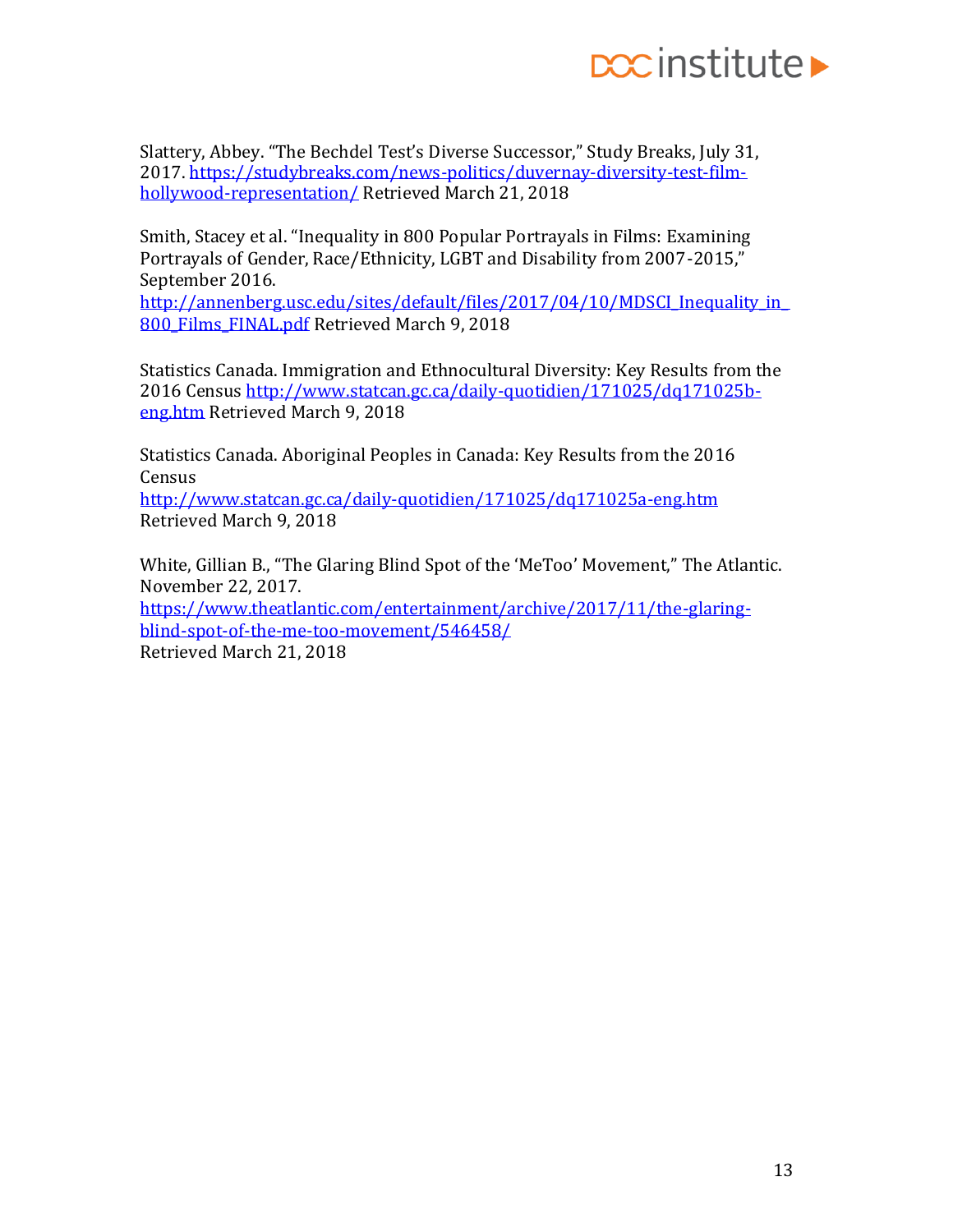Slattery, Abbey. "The Bechdel Test's Diverse Successor," Study Breaks, July 31, 2017. https://studybreaks.com/news-politics/duvernay-diversity-test-film-hollywood-representation/ Retrieved March 21, 2018

Smith, Stacey et al. "Inequality in 800 Popular Portrayals in Films: Examining Portrayals of Gender, Race/Ethnicity, LGBT and Disability from 2007-2015," September 2016.
http://annenberg.usc.edu/sites/default/files/2017/04/10/MDSCI_Inequality_in_800_Films_FINAL.pdf Retrieved March 9, 2018

Statistics Canada. Immigration and Ethnocultural Diversity: Key Results from the 2016 Census http://www.statcan.gc.ca/daily-quotidien/171025/dq171025b-eng.htm Retrieved March 9, 2018

Statistics Canada. Aboriginal Peoples in Canada: Key Results from the 2016 Census
http://www.statcan.gc.ca/daily-quotidien/171025/dq171025a-eng.htm
Retrieved March 9, 2018

White, Gillian B., "The Glaring Blind Spot of the 'MeToo' Movement," The Atlantic. November 22, 2017.
https://www.theatlantic.com/entertainment/archive/2017/11/the-glaring-blind-spot-of-the-me-too-movement/546458/
Retrieved March 21, 2018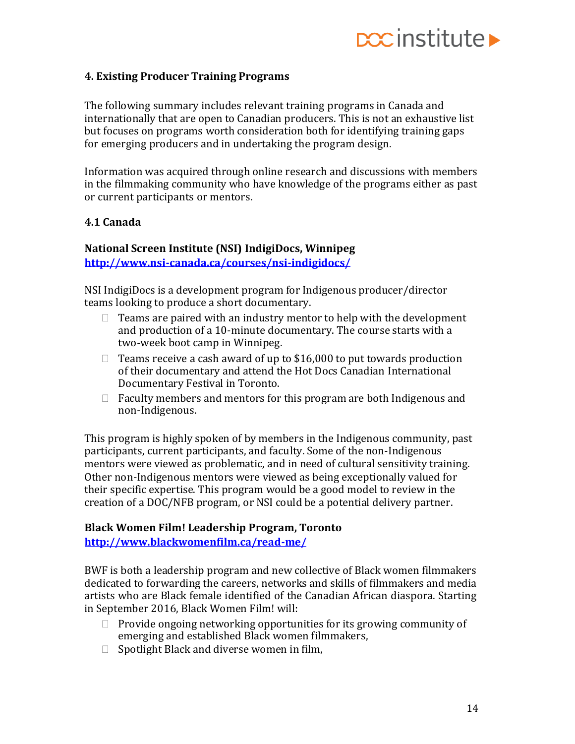### 4. Existing Producer Training Programs

The following summary includes relevant training programs in Canada and internationally that are open to Canadian producers. This is not an exhaustive list but focuses on programs worth consideration both for identifying training gaps for emerging producers and in undertaking the program design.

Information was acquired through online research and discussions with members in the filmmaking community who have knowledge of the programs either as past or current participants or mentors.

#### 4.1 Canada

**National Screen Institute (NSI) IndigiDocs, Winnipeg**
**http://www.nsi-canada.ca/courses/nsi-indigidocs/**

NSI IndigiDocs is a development program for Indigenous producer/director teams looking to produce a short documentary.

- Teams are paired with an industry mentor to help with the development and production of a 10-minute documentary. The course starts with a two-week boot camp in Winnipeg.
- Teams receive a cash award of up to $16,000 to put towards production of their documentary and attend the Hot Docs Canadian International Documentary Festival in Toronto.
- Faculty members and mentors for this program are both Indigenous and non-Indigenous.

This program is highly spoken of by members in the Indigenous community, past participants, current participants, and faculty. Some of the non-Indigenous mentors were viewed as problematic, and in need of cultural sensitivity training. Other non-Indigenous mentors were viewed as being exceptionally valued for their specific expertise. This program would be a good model to review in the creation of a DOC/NFB program, or NSI could be a potential delivery partner.

**Black Women Film! Leadership Program, Toronto**
**http://www.blackwomenfilm.ca/read-me/**

BWF is both a leadership program and new collective of Black women filmmakers dedicated to forwarding the careers, networks and skills of filmmakers and media artists who are Black female identified of the Canadian African diaspora. Starting in September 2016, Black Women Film! will:

- Provide ongoing networking opportunities for its growing community of emerging and established Black women filmmakers,
- Spotlight Black and diverse women in film,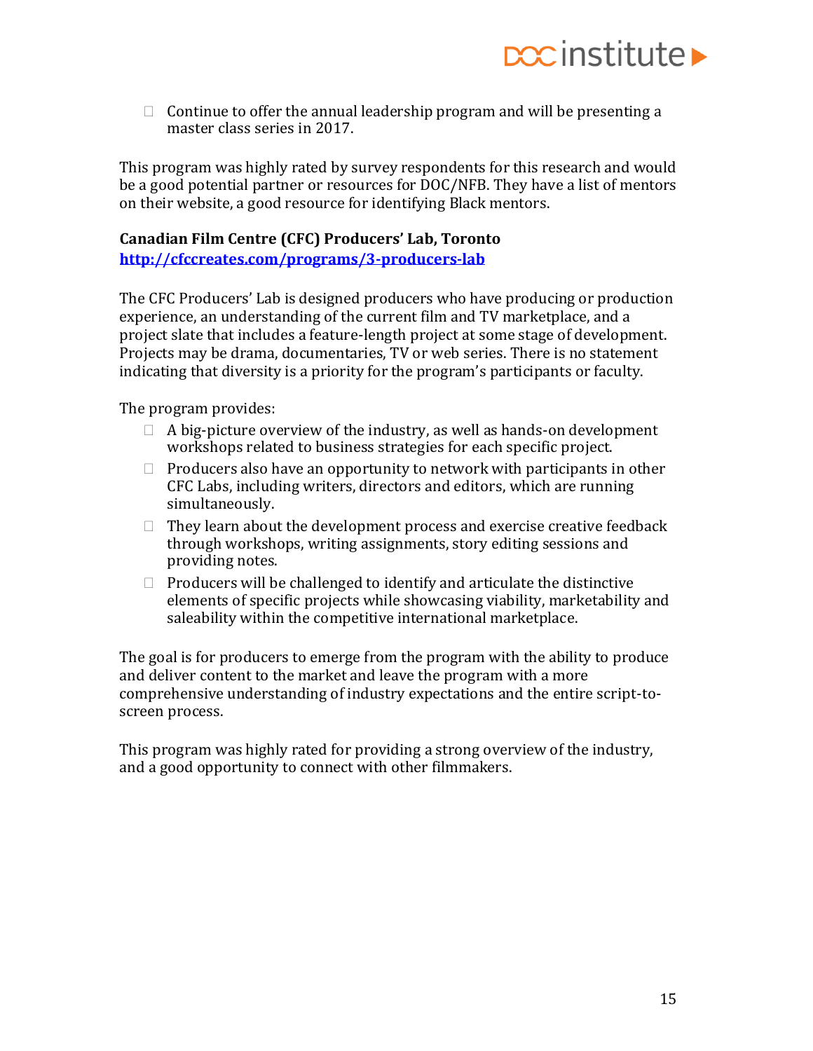- Continue to offer the annual leadership program and will be presenting a master class series in 2017.

This program was highly rated by survey respondents for this research and would be a good potential partner or resources for DOC/NFB. They have a list of mentors on their website, a good resource for identifying Black mentors.

**Canadian Film Centre (CFC) Producers' Lab, Toronto**
**http://cfccreates.com/programs/3-producers-lab**

The CFC Producers' Lab is designed producers who have producing or production experience, an understanding of the current film and TV marketplace, and a project slate that includes a feature-length project at some stage of development. Projects may be drama, documentaries, TV or web series. There is no statement indicating that diversity is a priority for the program's participants or faculty.

The program provides:

- A big-picture overview of the industry, as well as hands-on development workshops related to business strategies for each specific project.
- Producers also have an opportunity to network with participants in other CFC Labs, including writers, directors and editors, which are running simultaneously.
- They learn about the development process and exercise creative feedback through workshops, writing assignments, story editing sessions and providing notes.
- Producers will be challenged to identify and articulate the distinctive elements of specific projects while showcasing viability, marketability and saleability within the competitive international marketplace.

The goal is for producers to emerge from the program with the ability to produce and deliver content to the market and leave the program with a more comprehensive understanding of industry expectations and the entire script-to-screen process.

This program was highly rated for providing a strong overview of the industry, and a good opportunity to connect with other filmmakers.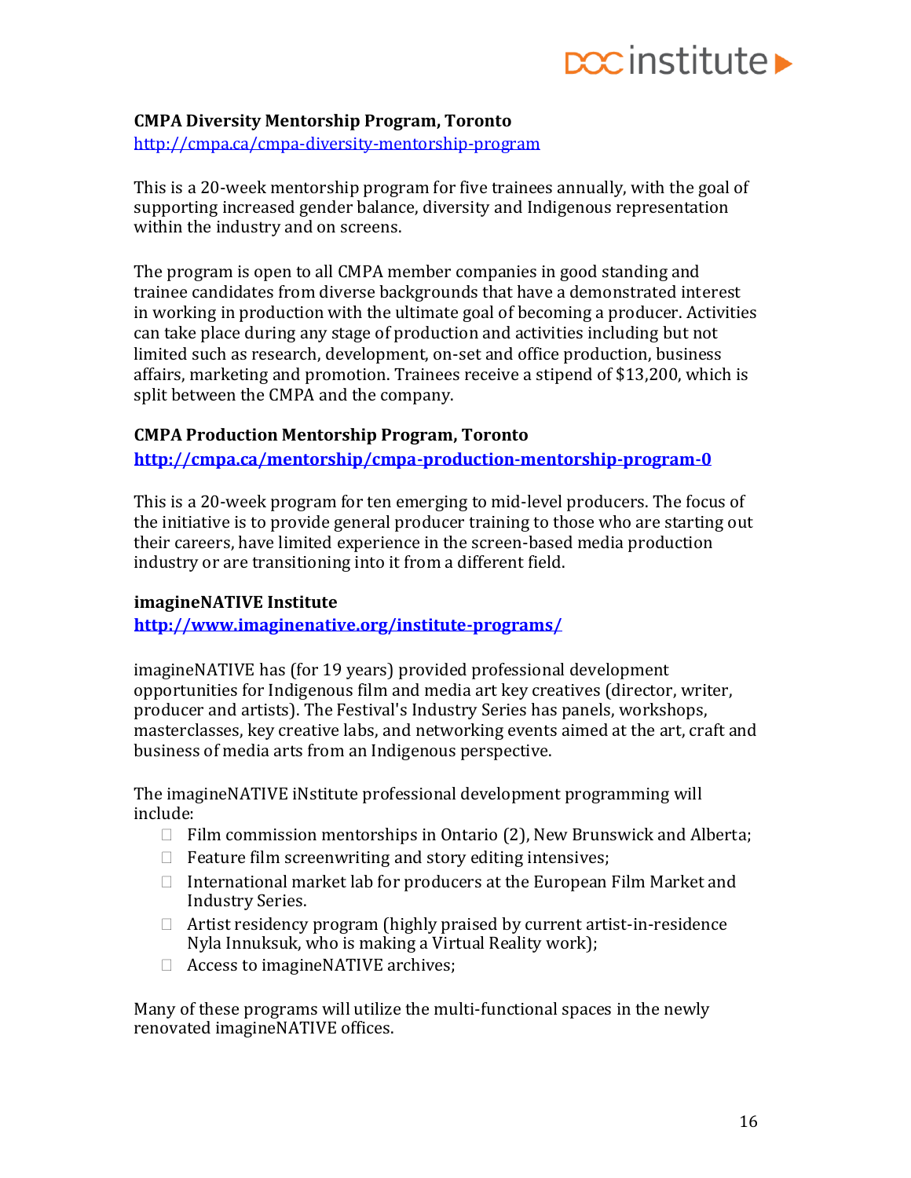### CMPA Diversity Mentorship Program, Toronto

http://cmpa.ca/cmpa-diversity-mentorship-program

This is a 20-week mentorship program for five trainees annually, with the goal of supporting increased gender balance, diversity and Indigenous representation within the industry and on screens.

The program is open to all CMPA member companies in good standing and trainee candidates from diverse backgrounds that have a demonstrated interest in working in production with the ultimate goal of becoming a producer. Activities can take place during any stage of production and activities including but not limited such as research, development, on-set and office production, business affairs, marketing and promotion. Trainees receive a stipend of $13,200, which is split between the CMPA and the company.

### CMPA Production Mentorship Program, Toronto

**http://cmpa.ca/mentorship/cmpa-production-mentorship-program-0**

This is a 20-week program for ten emerging to mid-level producers. The focus of the initiative is to provide general producer training to those who are starting out their careers, have limited experience in the screen-based media production industry or are transitioning into it from a different field.

### imagineNATIVE Institute

**http://www.imaginenative.org/institute-programs/**

imagineNATIVE has (for 19 years) provided professional development opportunities for Indigenous film and media art key creatives (director, writer, producer and artists). The Festival's Industry Series has panels, workshops, masterclasses, key creative labs, and networking events aimed at the art, craft and business of media arts from an Indigenous perspective.

The imagineNATIVE iNstitute professional development programming will include:

- Film commission mentorships in Ontario (2), New Brunswick and Alberta;
- Feature film screenwriting and story editing intensives;
- International market lab for producers at the European Film Market and Industry Series.
- Artist residency program (highly praised by current artist-in-residence Nyla Innuksuk, who is making a Virtual Reality work);
- Access to imagineNATIVE archives;

Many of these programs will utilize the multi-functional spaces in the newly renovated imagineNATIVE offices.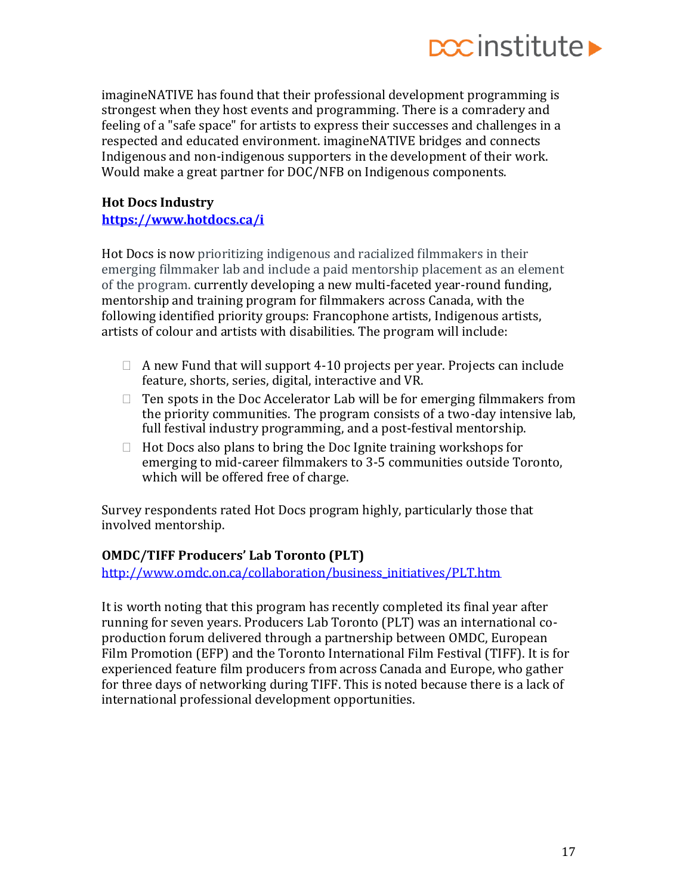imagineNATIVE has found that their professional development programming is strongest when they host events and programming. There is a comradery and feeling of a "safe space" for artists to express their successes and challenges in a respected and educated environment. imagineNATIVE bridges and connects Indigenous and non-indigenous supporters in the development of their work. Would make a great partner for DOC/NFB on Indigenous components.

**Hot Docs Industry**
**https://www.hotdocs.ca/i**

Hot Docs is now prioritizing indigenous and racialized filmmakers in their emerging filmmaker lab and include a paid mentorship placement as an element of the program. currently developing a new multi-faceted year-round funding, mentorship and training program for filmmakers across Canada, with the following identified priority groups: Francophone artists, Indigenous artists, artists of colour and artists with disabilities. The program will include:

- A new Fund that will support 4-10 projects per year. Projects can include feature, shorts, series, digital, interactive and VR.
- Ten spots in the Doc Accelerator Lab will be for emerging filmmakers from the priority communities. The program consists of a two-day intensive lab, full festival industry programming, and a post-festival mentorship.
- Hot Docs also plans to bring the Doc Ignite training workshops for emerging to mid-career filmmakers to 3-5 communities outside Toronto, which will be offered free of charge.

Survey respondents rated Hot Docs program highly, particularly those that involved mentorship.

**OMDC/TIFF Producers' Lab Toronto (PLT)**
http://www.omdc.on.ca/collaboration/business_initiatives/PLT.htm

It is worth noting that this program has recently completed its final year after running for seven years. Producers Lab Toronto (PLT) was an international co-production forum delivered through a partnership between OMDC, European Film Promotion (EFP) and the Toronto International Film Festival (TIFF). It is for experienced feature film producers from across Canada and Europe, who gather for three days of networking during TIFF. This is noted because there is a lack of international professional development opportunities.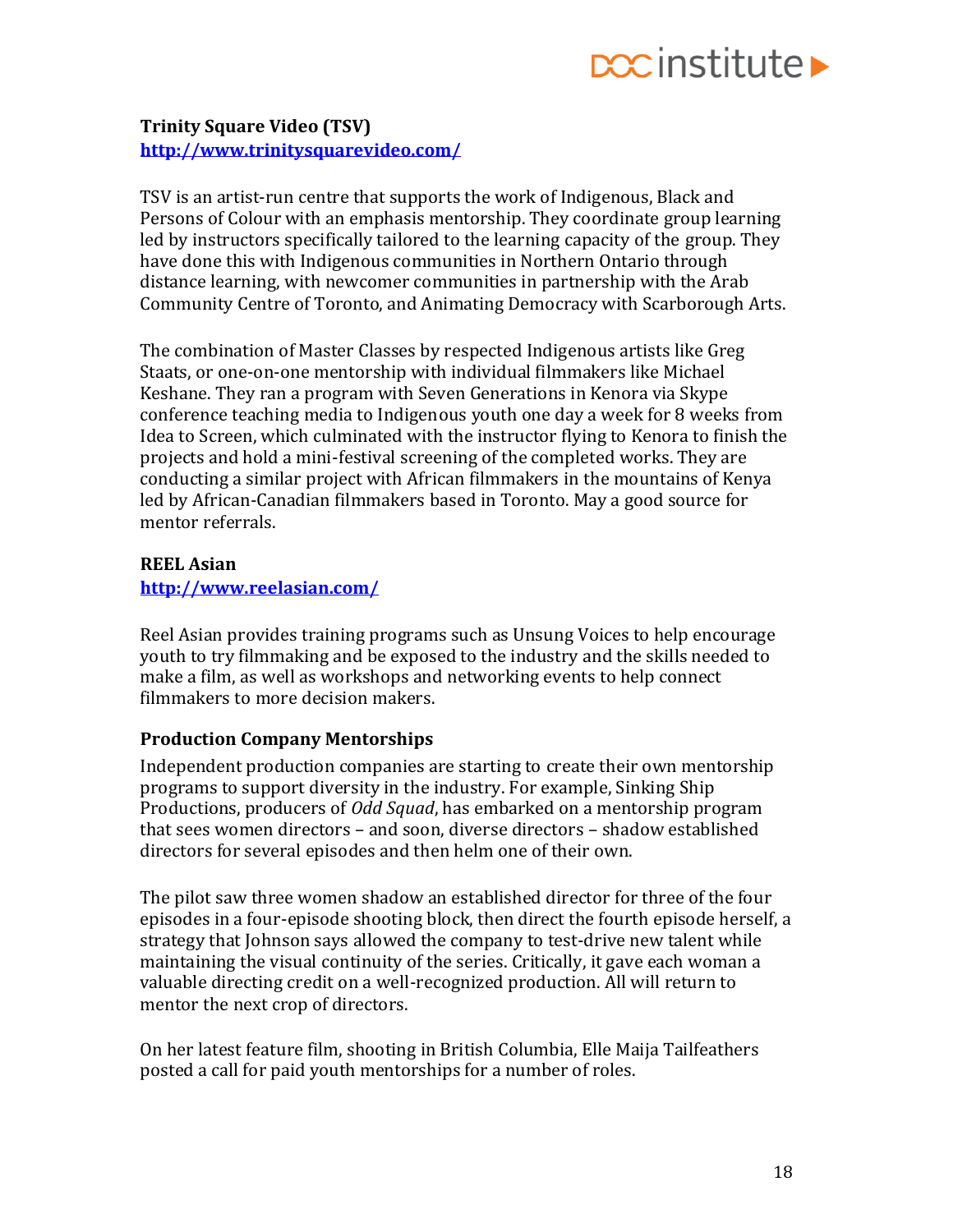**Trinity Square Video (TSV)**
**http://www.trinitysquarevideo.com/**

TSV is an artist-run centre that supports the work of Indigenous, Black and Persons of Colour with an emphasis mentorship. They coordinate group learning led by instructors specifically tailored to the learning capacity of the group. They have done this with Indigenous communities in Northern Ontario through distance learning, with newcomer communities in partnership with the Arab Community Centre of Toronto, and Animating Democracy with Scarborough Arts.

The combination of Master Classes by respected Indigenous artists like Greg Staats, or one-on-one mentorship with individual filmmakers like Michael Keshane. They ran a program with Seven Generations in Kenora via Skype conference teaching media to Indigenous youth one day a week for 8 weeks from Idea to Screen, which culminated with the instructor flying to Kenora to finish the projects and hold a mini-festival screening of the completed works. They are conducting a similar project with African filmmakers in the mountains of Kenya led by African-Canadian filmmakers based in Toronto. May a good source for mentor referrals.

**REEL Asian**
**http://www.reelasian.com/**

Reel Asian provides training programs such as Unsung Voices to help encourage youth to try filmmaking and be exposed to the industry and the skills needed to make a film, as well as workshops and networking events to help connect filmmakers to more decision makers.

**Production Company Mentorships**

Independent production companies are starting to create their own mentorship programs to support diversity in the industry. For example, Sinking Ship Productions, producers of *Odd Squad*, has embarked on a mentorship program that sees women directors – and soon, diverse directors – shadow established directors for several episodes and then helm one of their own.

The pilot saw three women shadow an established director for three of the four episodes in a four-episode shooting block, then direct the fourth episode herself, a strategy that Johnson says allowed the company to test-drive new talent while maintaining the visual continuity of the series. Critically, it gave each woman a valuable directing credit on a well-recognized production. All will return to mentor the next crop of directors.

On her latest feature film, shooting in British Columbia, Elle Maija Tailfeathers posted a call for paid youth mentorships for a number of roles.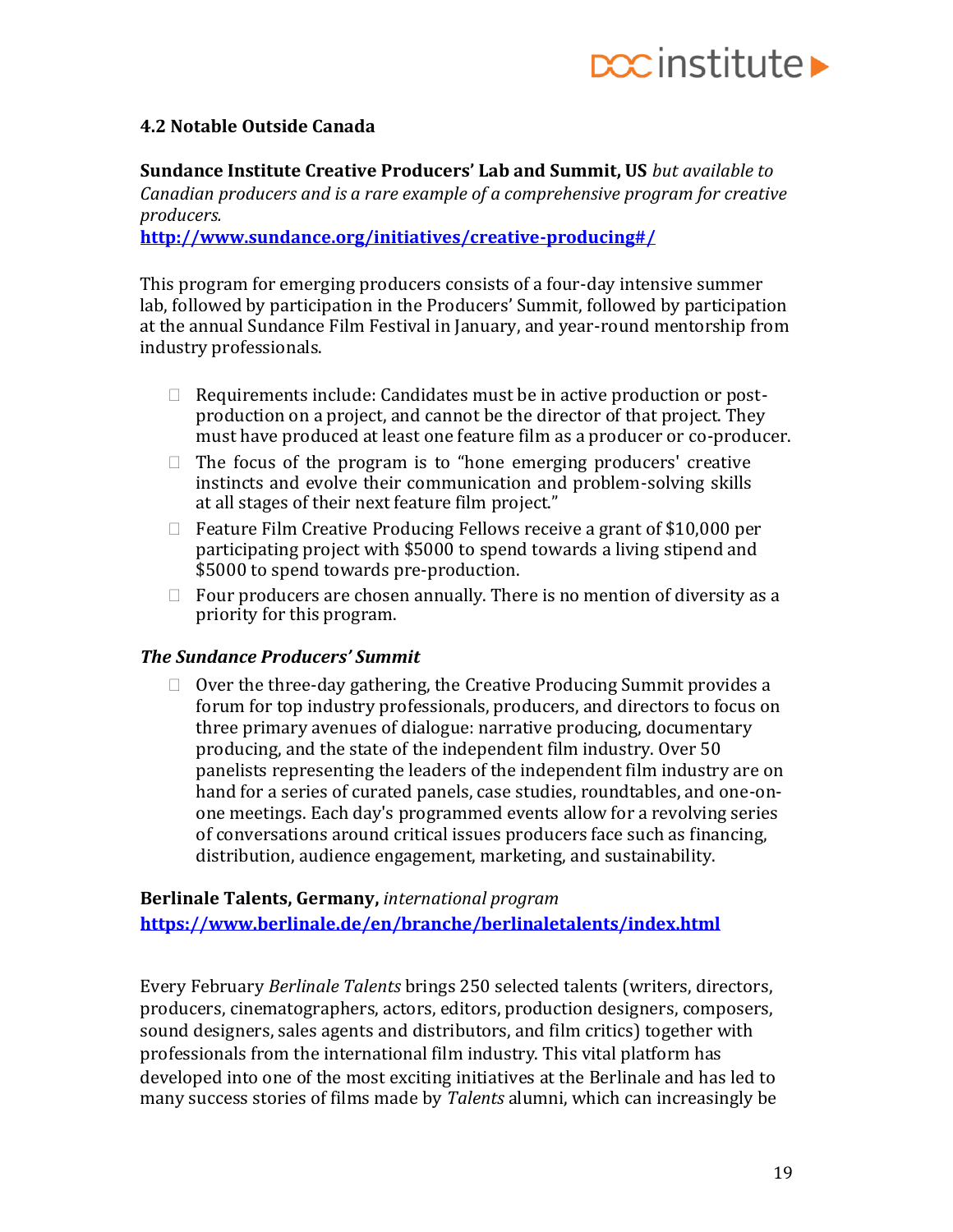### 4.2 Notable Outside Canada

**Sundance Institute Creative Producers' Lab and Summit, US** *but available to Canadian producers and is a rare example of a comprehensive program for creative producers.*
**http://www.sundance.org/initiatives/creative-producing#/**

This program for emerging producers consists of a four-day intensive summer lab, followed by participation in the Producers' Summit, followed by participation at the annual Sundance Film Festival in January, and year-round mentorship from industry professionals.

- Requirements include: Candidates must be in active production or post-production on a project, and cannot be the director of that project. They must have produced at least one feature film as a producer or co-producer.
- The focus of the program is to "hone emerging producers' creative instincts and evolve their communication and problem-solving skills at all stages of their next feature film project."
- Feature Film Creative Producing Fellows receive a grant of $10,000 per participating project with $5000 to spend towards a living stipend and $5000 to spend towards pre-production.
- Four producers are chosen annually. There is no mention of diversity as a priority for this program.

***The Sundance Producers' Summit***

- Over the three-day gathering, the Creative Producing Summit provides a forum for top industry professionals, producers, and directors to focus on three primary avenues of dialogue: narrative producing, documentary producing, and the state of the independent film industry. Over 50 panelists representing the leaders of the independent film industry are on hand for a series of curated panels, case studies, roundtables, and one-on-one meetings. Each day's programmed events allow for a revolving series of conversations around critical issues producers face such as financing, distribution, audience engagement, marketing, and sustainability.

**Berlinale Talents, Germany,** *international program*
**https://www.berlinale.de/en/branche/berlinaletalents/index.html**

Every February *Berlinale Talents* brings 250 selected talents (writers, directors, producers, cinematographers, actors, editors, production designers, composers, sound designers, sales agents and distributors, and film critics) together with professionals from the international film industry. This vital platform has developed into one of the most exciting initiatives at the Berlinale and has led to many success stories of films made by *Talents* alumni, which can increasingly be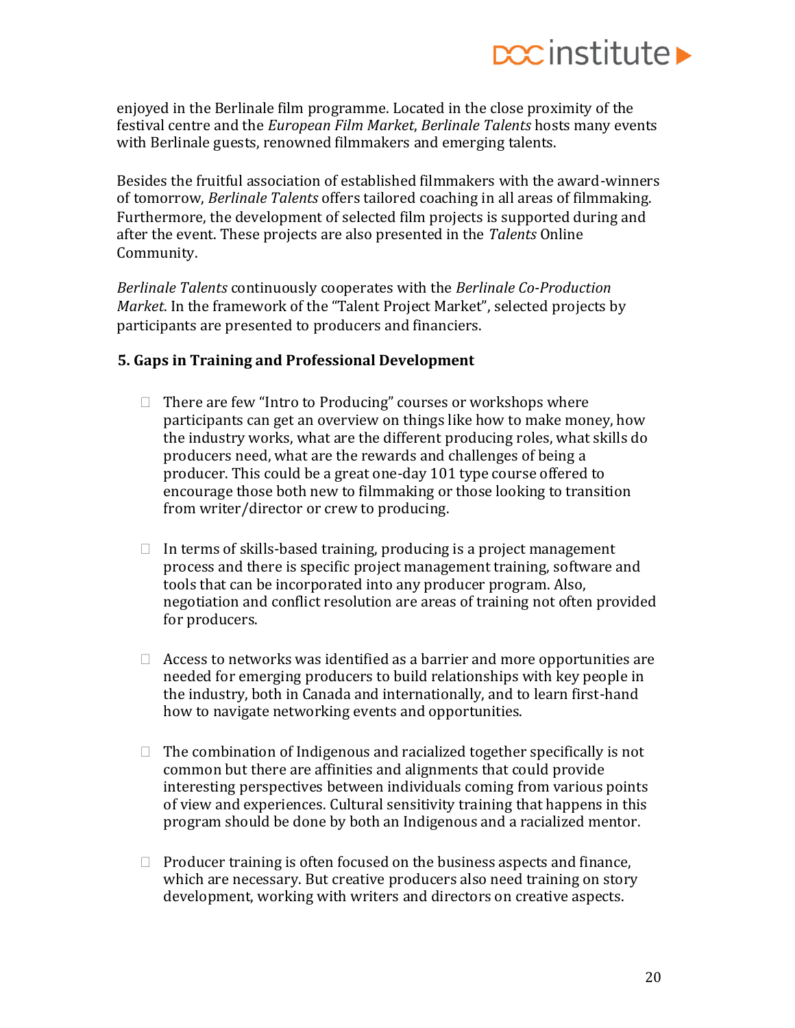enjoyed in the Berlinale film programme. Located in the close proximity of the festival centre and the *European Film Market*, *Berlinale Talents* hosts many events with Berlinale guests, renowned filmmakers and emerging talents.

Besides the fruitful association of established filmmakers with the award-winners of tomorrow, *Berlinale Talents* offers tailored coaching in all areas of filmmaking. Furthermore, the development of selected film projects is supported during and after the event. These projects are also presented in the *Talents* Online Community.

*Berlinale Talents* continuously cooperates with the *Berlinale Co-Production Market*. In the framework of the "Talent Project Market", selected projects by participants are presented to producers and financiers.

### 5. Gaps in Training and Professional Development

- There are few "Intro to Producing" courses or workshops where participants can get an overview on things like how to make money, how the industry works, what are the different producing roles, what skills do producers need, what are the rewards and challenges of being a producer. This could be a great one-day 101 type course offered to encourage those both new to filmmaking or those looking to transition from writer/director or crew to producing.

- In terms of skills-based training, producing is a project management process and there is specific project management training, software and tools that can be incorporated into any producer program. Also, negotiation and conflict resolution are areas of training not often provided for producers.

- Access to networks was identified as a barrier and more opportunities are needed for emerging producers to build relationships with key people in the industry, both in Canada and internationally, and to learn first-hand how to navigate networking events and opportunities.

- The combination of Indigenous and racialized together specifically is not common but there are affinities and alignments that could provide interesting perspectives between individuals coming from various points of view and experiences. Cultural sensitivity training that happens in this program should be done by both an Indigenous and a racialized mentor.

- Producer training is often focused on the business aspects and finance, which are necessary. But creative producers also need training on story development, working with writers and directors on creative aspects.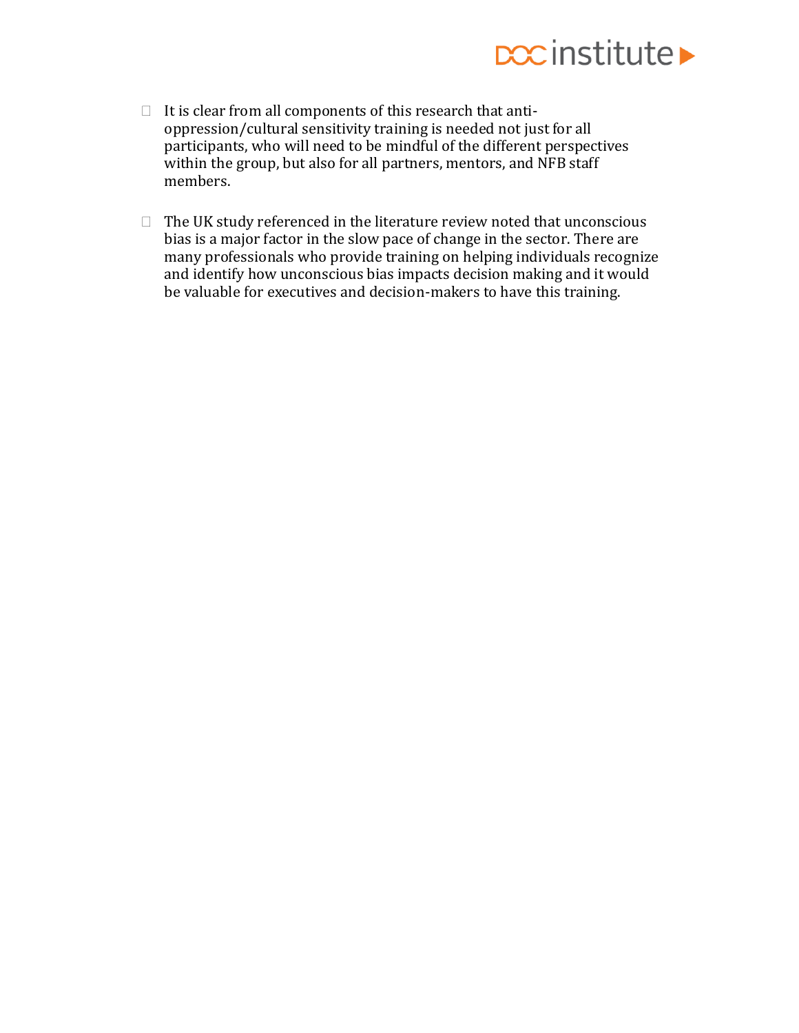- It is clear from all components of this research that anti-oppression/cultural sensitivity training is needed not just for all participants, who will need to be mindful of the different perspectives within the group, but also for all partners, mentors, and NFB staff members.

- The UK study referenced in the literature review noted that unconscious bias is a major factor in the slow pace of change in the sector. There are many professionals who provide training on helping individuals recognize and identify how unconscious bias impacts decision making and it would be valuable for executives and decision-makers to have this training.